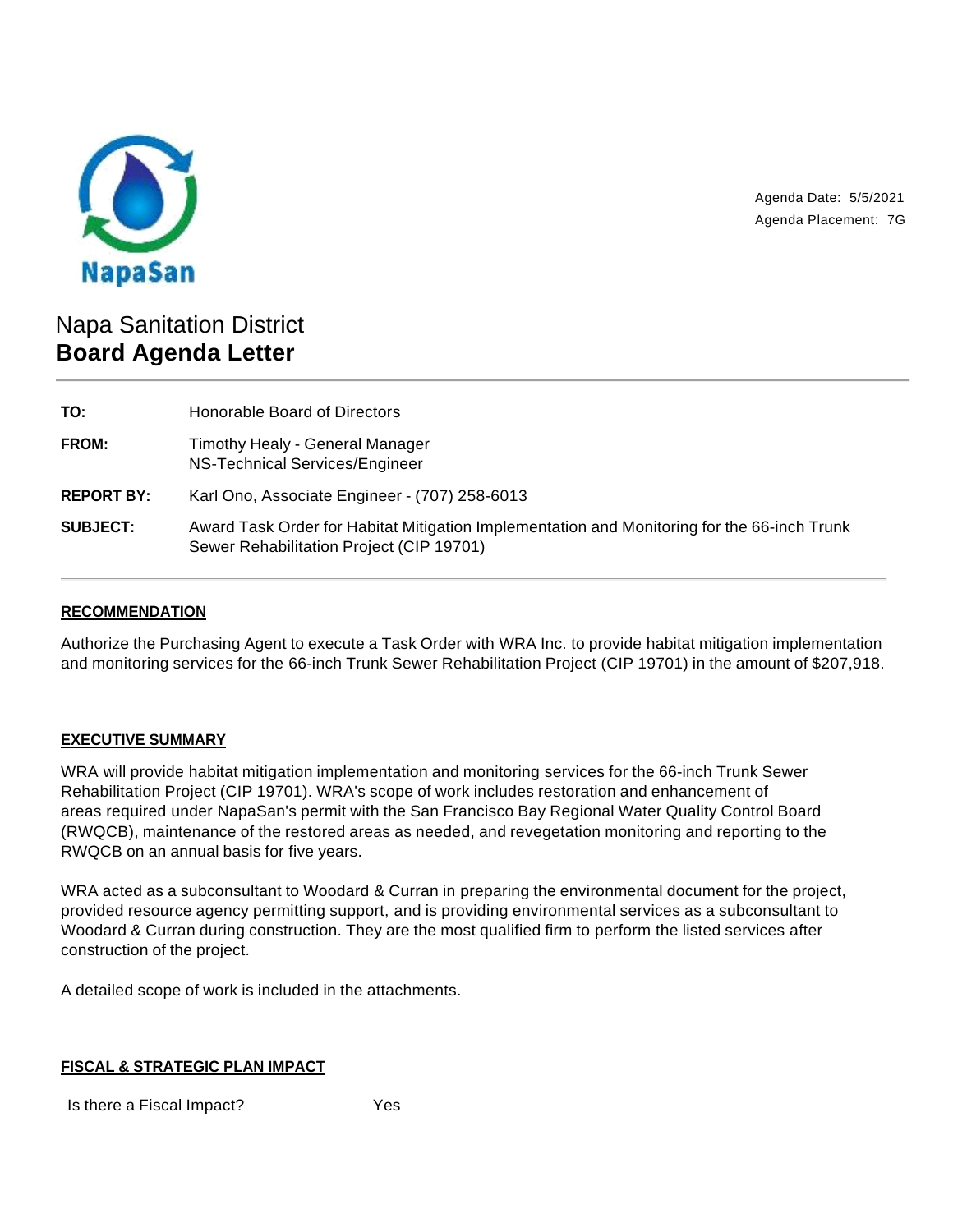NapaSan

Agenda Date: 5/5/2021
Agenda Placement: 7G

# Napa Sanitation District
## Board Agenda Letter

| | |
|---|---|
| **TO:** | Honorable Board of Directors |
| **FROM:** | Timothy Healy - General Manager<br>NS-Technical Services/Engineer |
| **REPORT BY:** | Karl Ono, Associate Engineer - (707) 258-6013 |
| **SUBJECT:** | Award Task Order for Habitat Mitigation Implementation and Monitoring for the 66-inch Trunk Sewer Rehabilitation Project (CIP 19701) |

### RECOMMENDATION

Authorize the Purchasing Agent to execute a Task Order with WRA Inc. to provide habitat mitigation implementation and monitoring services for the 66-inch Trunk Sewer Rehabilitation Project (CIP 19701) in the amount of $207,918.

### EXECUTIVE SUMMARY

WRA will provide habitat mitigation implementation and monitoring services for the 66-inch Trunk Sewer Rehabilitation Project (CIP 19701). WRA's scope of work includes restoration and enhancement of areas required under NapaSan's permit with the San Francisco Bay Regional Water Quality Control Board (RWQCB), maintenance of the restored areas as needed, and revegetation monitoring and reporting to the RWQCB on an annual basis for five years.

WRA acted as a subconsultant to Woodard & Curran in preparing the environmental document for the project, provided resource agency permitting support, and is providing environmental services as a subconsultant to Woodard & Curran during construction. They are the most qualified firm to perform the listed services after construction of the project.

A detailed scope of work is included in the attachments.

### FISCAL & STRATEGIC PLAN IMPACT

| | |
|---|---|
| Is there a Fiscal Impact? | Yes |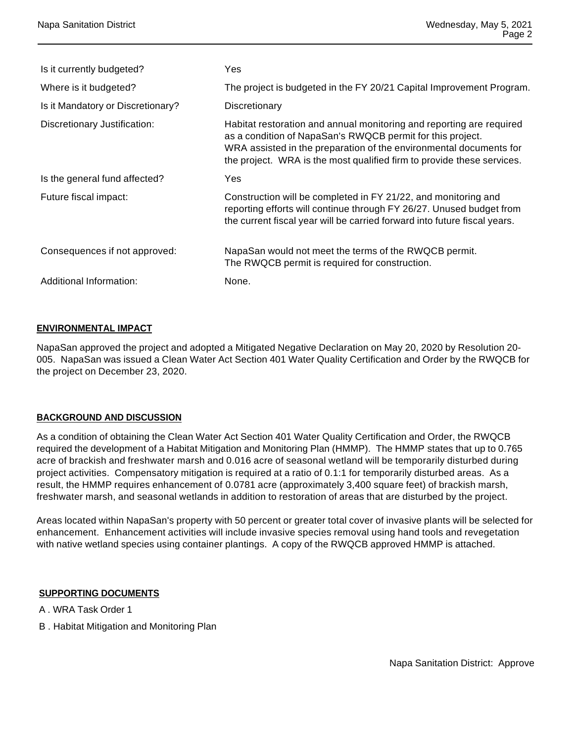| | |
|---|---|
| Is it currently budgeted? | Yes |
| Where is it budgeted? | The project is budgeted in the FY 20/21 Capital Improvement Program. |
| Is it Mandatory or Discretionary? | Discretionary |
| Discretionary Justification: | Habitat restoration and annual monitoring and reporting are required as a condition of NapaSan's RWQCB permit for this project. WRA assisted in the preparation of the environmental documents for the project. WRA is the most qualified firm to provide these services. |
| Is the general fund affected? | Yes |
| Future fiscal impact: | Construction will be completed in FY 21/22, and monitoring and reporting efforts will continue through FY 26/27. Unused budget from the current fiscal year will be carried forward into future fiscal years. |
| Consequences if not approved: | NapaSan would not meet the terms of the RWQCB permit. The RWQCB permit is required for construction. |
| Additional Information: | None. |

## ENVIRONMENTAL IMPACT

NapaSan approved the project and adopted a Mitigated Negative Declaration on May 20, 2020 by Resolution 20-005. NapaSan was issued a Clean Water Act Section 401 Water Quality Certification and Order by the RWQCB for the project on December 23, 2020.

## BACKGROUND AND DISCUSSION

As a condition of obtaining the Clean Water Act Section 401 Water Quality Certification and Order, the RWQCB required the development of a Habitat Mitigation and Monitoring Plan (HMMP). The HMMP states that up to 0.765 acre of brackish and freshwater marsh and 0.016 acre of seasonal wetland will be temporarily disturbed during project activities. Compensatory mitigation is required at a ratio of 0.1:1 for temporarily disturbed areas. As a result, the HMMP requires enhancement of 0.0781 acre (approximately 3,400 square feet) of brackish marsh, freshwater marsh, and seasonal wetlands in addition to restoration of areas that are disturbed by the project.

Areas located within NapaSan's property with 50 percent or greater total cover of invasive plants will be selected for enhancement. Enhancement activities will include invasive species removal using hand tools and revegetation with native wetland species using container plantings. A copy of the RWQCB approved HMMP is attached.

## SUPPORTING DOCUMENTS

A . WRA Task Order 1

B . Habitat Mitigation and Monitoring Plan

Napa Sanitation District: Approve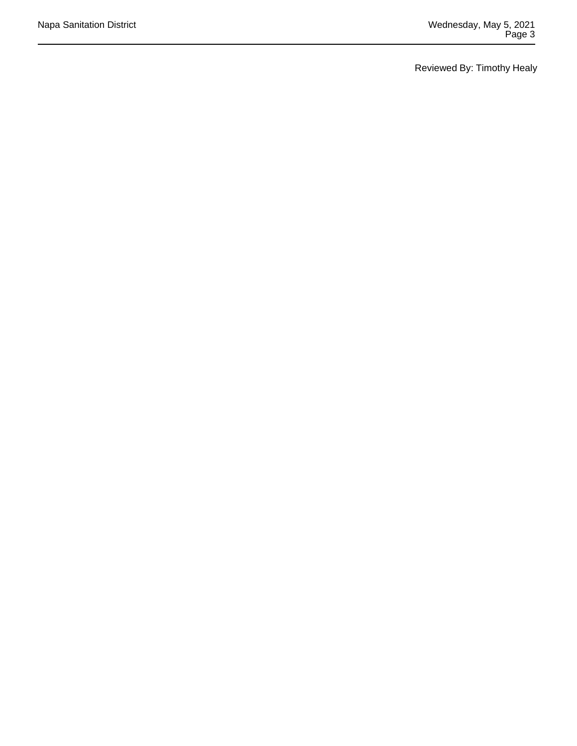Reviewed By: Timothy Healy